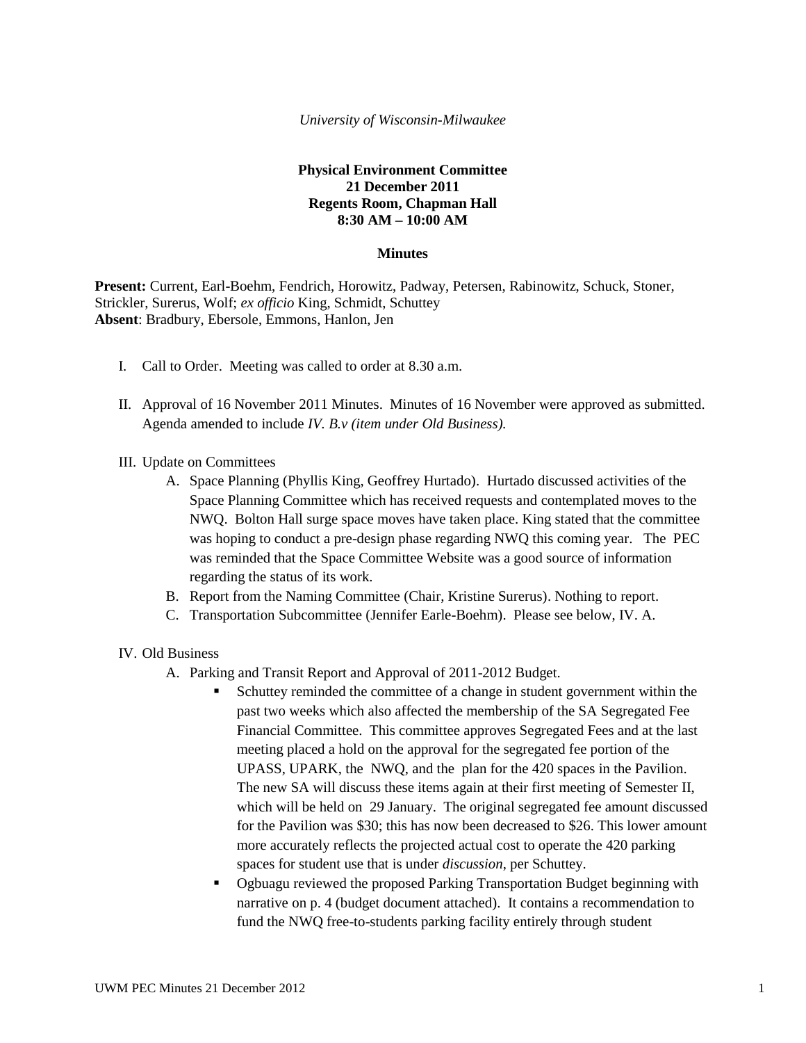*University of Wisconsin-Milwaukee*

**Physical Environment Committee**
**21 December 2011**
**Regents Room, Chapman Hall**
**8:30 AM – 10:00 AM**

**Minutes**

**Present:** Current, Earl-Boehm, Fendrich, Horowitz, Padway, Petersen, Rabinowitz, Schuck, Stoner, Strickler, Surerus, Wolf; *ex officio* King, Schmidt, Schuttey
**Absent**: Bradbury, Ebersole, Emmons, Hanlon, Jen

I. Call to Order. Meeting was called to order at 8.30 a.m.

II. Approval of 16 November 2011 Minutes. Minutes of 16 November were approved as submitted. Agenda amended to include *IV. B.v (item under Old Business).*

III. Update on Committees
   A. Space Planning (Phyllis King, Geoffrey Hurtado). Hurtado discussed activities of the Space Planning Committee which has received requests and contemplated moves to the NWQ. Bolton Hall surge space moves have taken place. King stated that the committee was hoping to conduct a pre-design phase regarding NWQ this coming year. The PEC was reminded that the Space Committee Website was a good source of information regarding the status of its work.
   B. Report from the Naming Committee (Chair, Kristine Surerus). Nothing to report.
   C. Transportation Subcommittee (Jennifer Earle-Boehm). Please see below, IV. A.

IV. Old Business
   A. Parking and Transit Report and Approval of 2011-2012 Budget.
      - Schuttey reminded the committee of a change in student government within the past two weeks which also affected the membership of the SA Segregated Fee Financial Committee. This committee approves Segregated Fees and at the last meeting placed a hold on the approval for the segregated fee portion of the UPASS, UPARK, the NWQ, and the plan for the 420 spaces in the Pavilion. The new SA will discuss these items again at their first meeting of Semester II, which will be held on 29 January. The original segregated fee amount discussed for the Pavilion was $30; this has now been decreased to $26. This lower amount more accurately reflects the projected actual cost to operate the 420 parking spaces for student use that is under *discussion*, per Schuttey.
      - Ogbuagu reviewed the proposed Parking Transportation Budget beginning with narrative on p. 4 (budget document attached). It contains a recommendation to fund the NWQ free-to-students parking facility entirely through student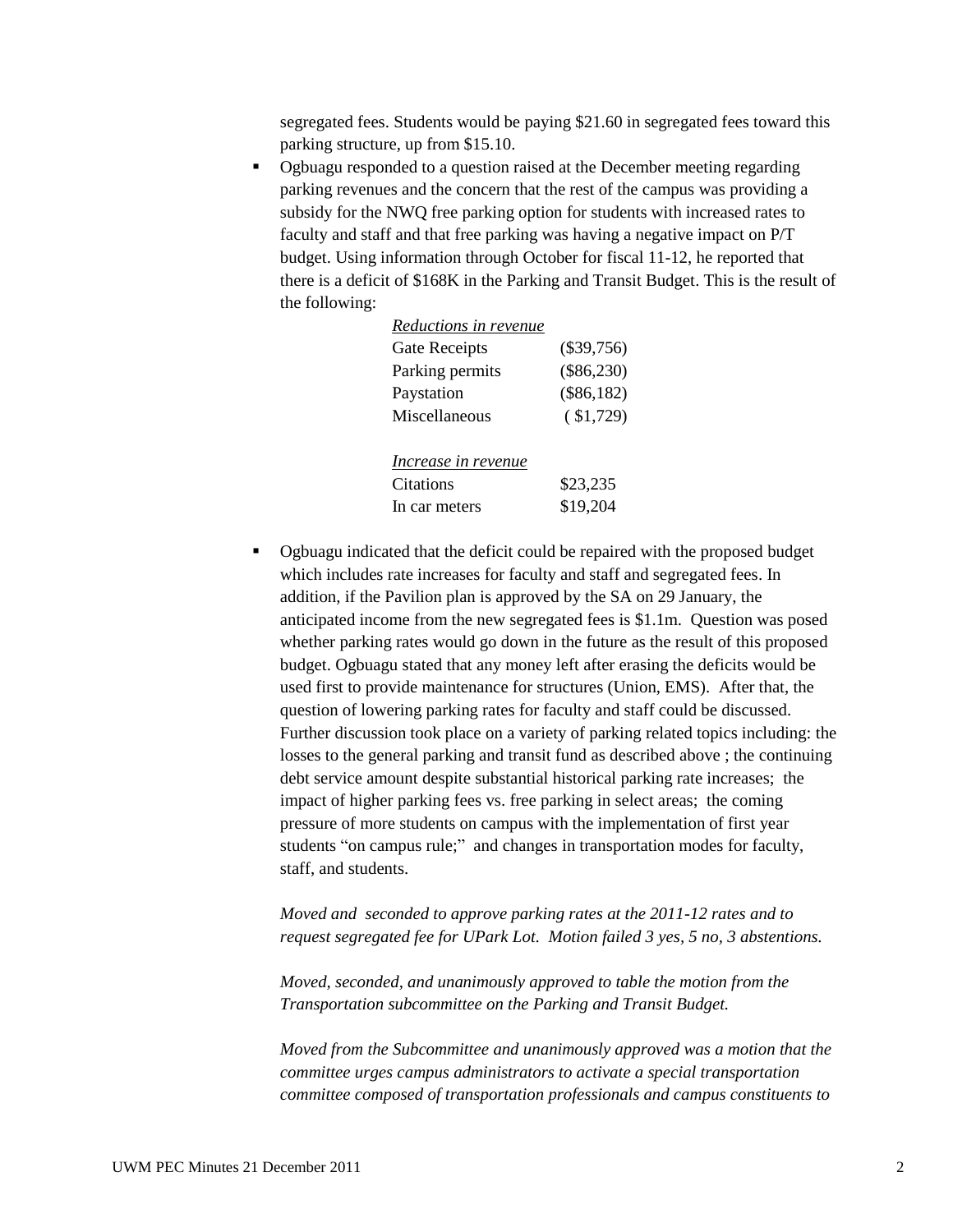segregated fees. Students would be paying $21.60 in segregated fees toward this parking structure, up from $15.10.

- Ogbuagu responded to a question raised at the December meeting regarding parking revenues and the concern that the rest of the campus was providing a subsidy for the NWQ free parking option for students with increased rates to faculty and staff and that free parking was having a negative impact on P/T budget. Using information through October for fiscal 11-12, he reported that there is a deficit of $168K in the Parking and Transit Budget. This is the result of the following:

| *Reductions in revenue* | |
|---|---|
| Gate Receipts | ($39,756) |
| Parking permits | ($86,230) |
| Paystation | ($86,182) |
| Miscellaneous | ( $1,729) |
| | |
| *Increase in revenue* | |
| Citations | $23,235 |
| In car meters | $19,204 |

- Ogbuagu indicated that the deficit could be repaired with the proposed budget which includes rate increases for faculty and staff and segregated fees. In addition, if the Pavilion plan is approved by the SA on 29 January, the anticipated income from the new segregated fees is $1.1m. Question was posed whether parking rates would go down in the future as the result of this proposed budget. Ogbuagu stated that any money left after erasing the deficits would be used first to provide maintenance for structures (Union, EMS). After that, the question of lowering parking rates for faculty and staff could be discussed. Further discussion took place on a variety of parking related topics including: the losses to the general parking and transit fund as described above ; the continuing debt service amount despite substantial historical parking rate increases; the impact of higher parking fees vs. free parking in select areas; the coming pressure of more students on campus with the implementation of first year students "on campus rule;" and changes in transportation modes for faculty, staff, and students.

  *Moved and seconded to approve parking rates at the 2011-12 rates and to request segregated fee for UPark Lot. Motion failed 3 yes, 5 no, 3 abstentions.*

  *Moved, seconded, and unanimously approved to table the motion from the Transportation subcommittee on the Parking and Transit Budget.*

  *Moved from the Subcommittee and unanimously approved was a motion that the committee urges campus administrators to activate a special transportation committee composed of transportation professionals and campus constituents to*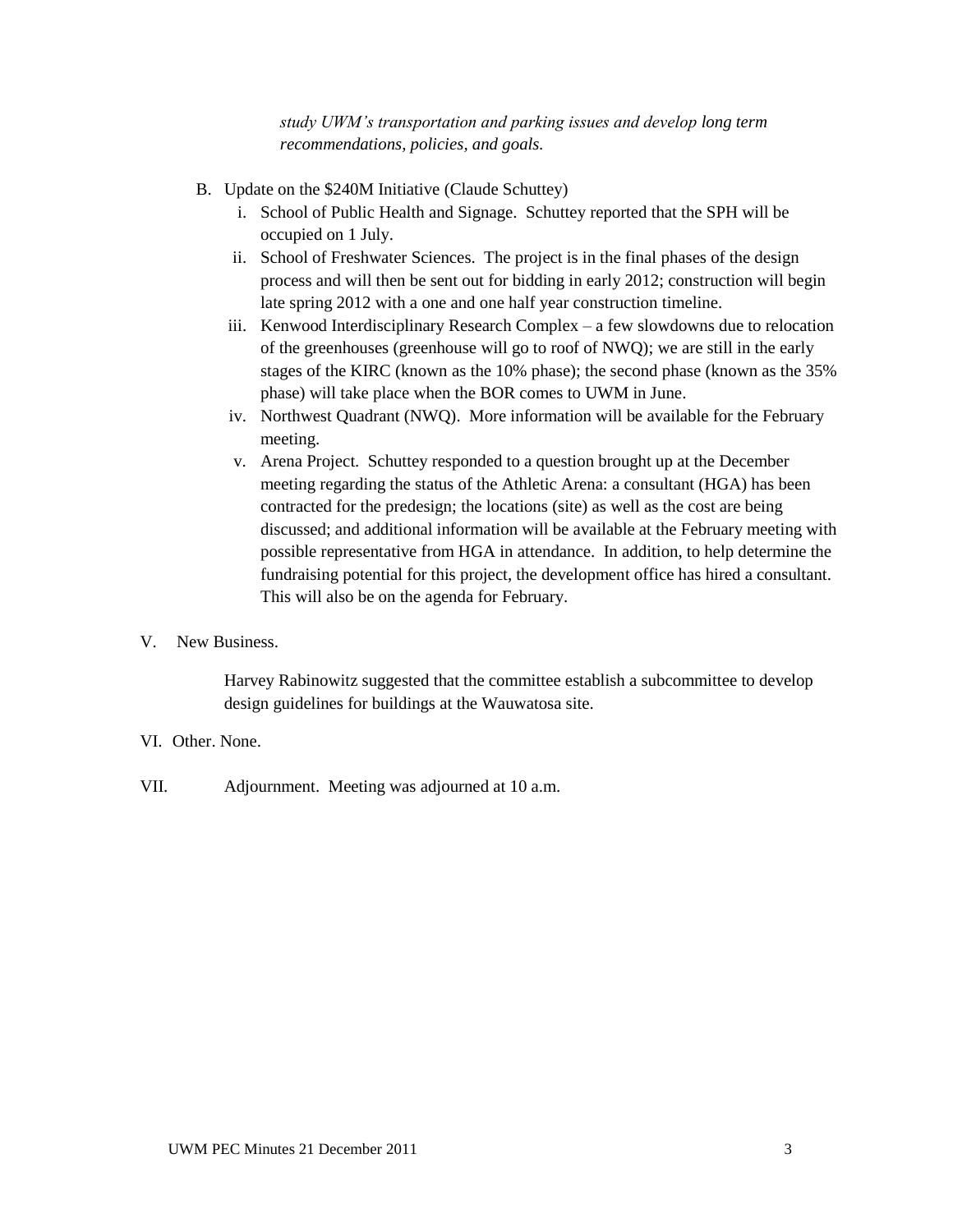*study UWM's transportation and parking issues and develop long term recommendations, policies, and goals.*

B. Update on the $240M Initiative (Claude Schuttey)

   i. School of Public Health and Signage. Schuttey reported that the SPH will be occupied on 1 July.
   ii. School of Freshwater Sciences. The project is in the final phases of the design process and will then be sent out for bidding in early 2012; construction will begin late spring 2012 with a one and one half year construction timeline.
   iii. Kenwood Interdisciplinary Research Complex – a few slowdowns due to relocation of the greenhouses (greenhouse will go to roof of NWQ); we are still in the early stages of the KIRC (known as the 10% phase); the second phase (known as the 35% phase) will take place when the BOR comes to UWM in June.
   iv. Northwest Quadrant (NWQ). More information will be available for the February meeting.
   v. Arena Project. Schuttey responded to a question brought up at the December meeting regarding the status of the Athletic Arena: a consultant (HGA) has been contracted for the predesign; the locations (site) as well as the cost are being discussed; and additional information will be available at the February meeting with possible representative from HGA in attendance. In addition, to help determine the fundraising potential for this project, the development office has hired a consultant. This will also be on the agenda for February.

V. New Business.

Harvey Rabinowitz suggested that the committee establish a subcommittee to develop design guidelines for buildings at the Wauwatosa site.

VI. Other. None.

VII. Adjournment. Meeting was adjourned at 10 a.m.